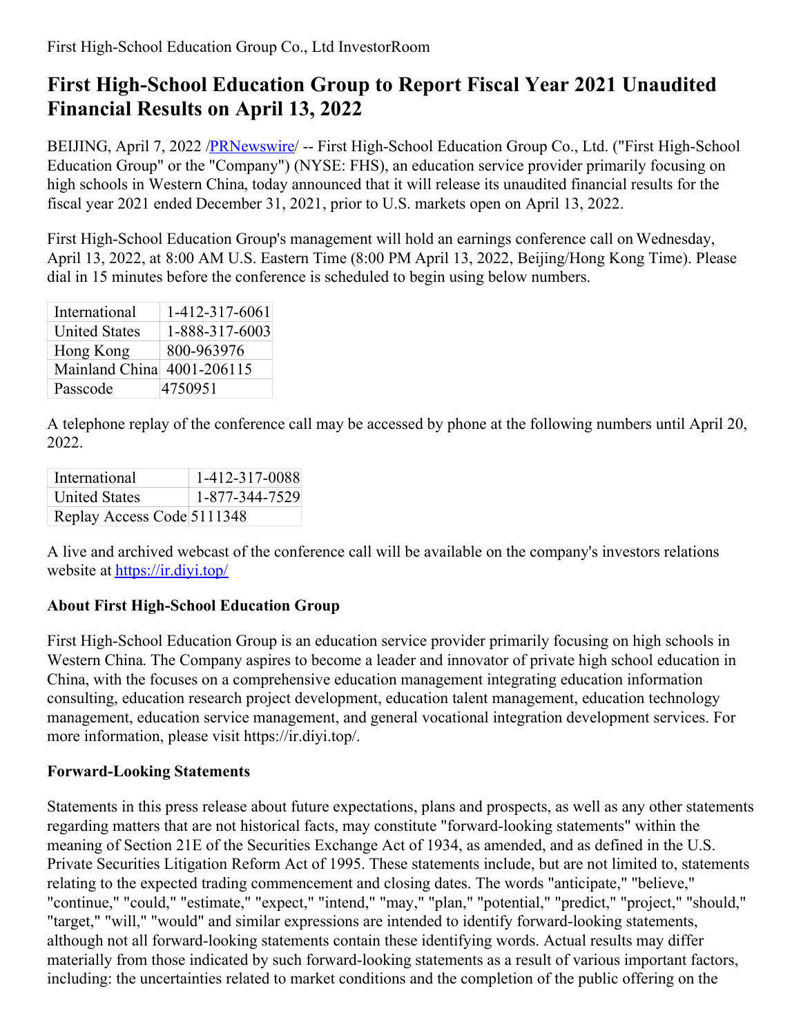First High-School Education Group Co., Ltd InvestorRoom

# First High-School Education Group to Report Fiscal Year 2021 Unaudited Financial Results on April 13, 2022

BEIJING, April 7, 2022 /PRNewswire/ -- First High-School Education Group Co., Ltd. ("First High-School Education Group" or the "Company") (NYSE: FHS), an education service provider primarily focusing on high schools in Western China, today announced that it will release its unaudited financial results for the fiscal year 2021 ended December 31, 2021, prior to U.S. markets open on April 13, 2022.

First High-School Education Group's management will hold an earnings conference call on Wednesday, April 13, 2022, at 8:00 AM U.S. Eastern Time (8:00 PM April 13, 2022, Beijing/Hong Kong Time). Please dial in 15 minutes before the conference is scheduled to begin using below numbers.

| | |
|---|---|
| International | 1-412-317-6061 |
| United States | 1-888-317-6003 |
| Hong Kong | 800-963976 |
| Mainland China | 4001-206115 |
| Passcode | 4750951 |

A telephone replay of the conference call may be accessed by phone at the following numbers until April 20, 2022.

| | |
|---|---|
| International | 1-412-317-0088 |
| United States | 1-877-344-7529 |
| Replay Access Code | 5111348 |

A live and archived webcast of the conference call will be available on the company's investors relations website at https://ir.diyi.top/

### About First High-School Education Group

First High-School Education Group is an education service provider primarily focusing on high schools in Western China. The Company aspires to become a leader and innovator of private high school education in China, with the focuses on a comprehensive education management integrating education information consulting, education research project development, education talent management, education technology management, education service management, and general vocational integration development services. For more information, please visit https://ir.diyi.top/.

### Forward-Looking Statements

Statements in this press release about future expectations, plans and prospects, as well as any other statements regarding matters that are not historical facts, may constitute "forward-looking statements" within the meaning of Section 21E of the Securities Exchange Act of 1934, as amended, and as defined in the U.S. Private Securities Litigation Reform Act of 1995. These statements include, but are not limited to, statements relating to the expected trading commencement and closing dates. The words "anticipate," "believe," "continue," "could," "estimate," "expect," "intend," "may," "plan," "potential," "predict," "project," "should," "target," "will," "would" and similar expressions are intended to identify forward-looking statements, although not all forward-looking statements contain these identifying words. Actual results may differ materially from those indicated by such forward-looking statements as a result of various important factors, including: the uncertainties related to market conditions and the completion of the public offering on the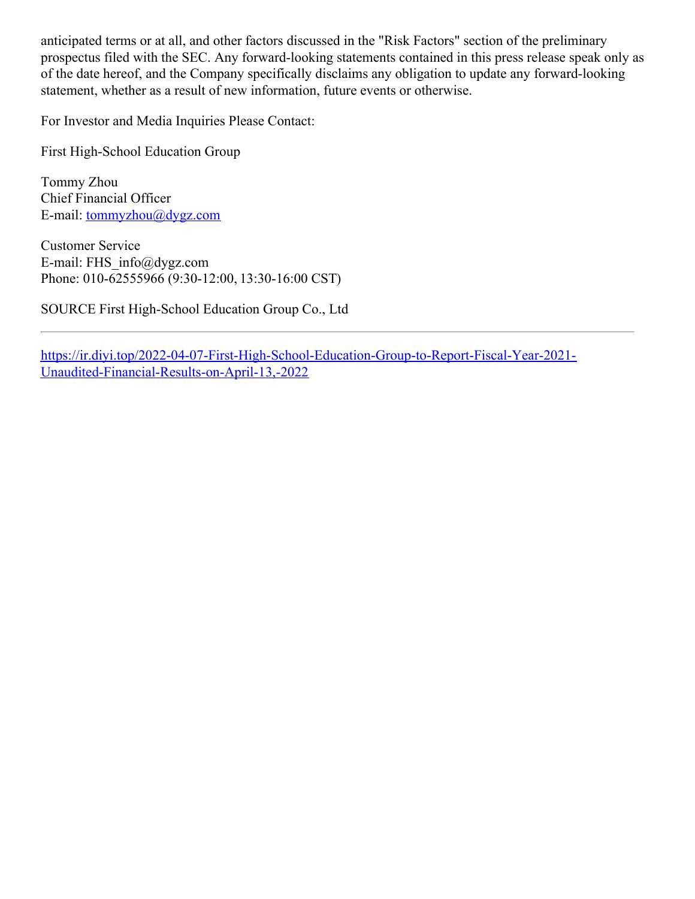anticipated terms or at all, and other factors discussed in the "Risk Factors" section of the preliminary prospectus filed with the SEC. Any forward-looking statements contained in this press release speak only as of the date hereof, and the Company specifically disclaims any obligation to update any forward-looking statement, whether as a result of new information, future events or otherwise.

For Investor and Media Inquiries Please Contact:

First High-School Education Group

Tommy Zhou
Chief Financial Officer
E-mail: tommyzhou@dygz.com

Customer Service
E-mail: FHS_info@dygz.com
Phone: 010-62555966 (9:30-12:00, 13:30-16:00 CST)

SOURCE First High-School Education Group Co., Ltd

---

https://ir.diyi.top/2022-04-07-First-High-School-Education-Group-to-Report-Fiscal-Year-2021-Unaudited-Financial-Results-on-April-13,-2022